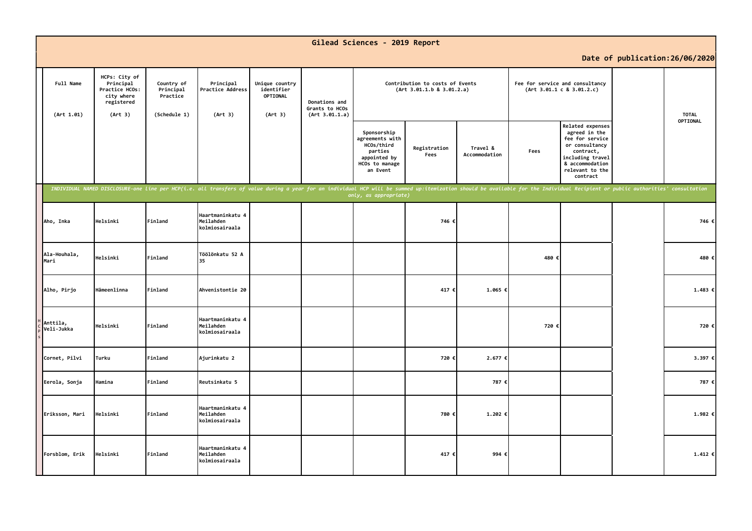# Gilead Sciences - 2019 Report

**Date of publication:26/06/2020**

| Full Name (Art 1.01) | HCPs: City of Principal Practice HCOs: city where registered (Art 3) | Country of Principal Practice (Schedule 1) | Principal Practice Address (Art 3) | Unique country identifier OPTIONAL (Art 3) | Donations and Grants to HCOs (Art 3.01.1.a) | Contribution to costs of Events (Art 3.01.1.b & 3.01.2.a) | | | Fee for service and consultancy (Art 3.01.1 c & 3.01.2.c) | | | TOTAL OPTIONAL |
|---|---|---|---|---|---|---|---|---|---|---|---|---|
| | | | | | | Sponsorship agreements with HCOs/third parties appointed by HCOs to manage an Event | Registration Fees | Travel & Accommodation | Fees | Related expenses agreed in the fee for service or consultancy contract, including travel & accommodation relevant to the contract | | |
| *INDIVIDUAL NAMED DISCLOSURE-one line per HCP(i.e. all transfers of value during a year for an individual HCP will be summed up:itemization should be available for the Individual Recipient or public authorities' consultation only, as appropriate)* | | | | | | | | | | | | |
| Aho, Inka | Helsinki | Finland | Haartmaninkatu 4 Meilahden kolmiosairaala | | | | 746 € | | | | | 746 € |
| Ala-Houhala, Mari | Helsinki | Finland | Töölönkatu 52 A 35 | | | | | | 480 € | | | 480 € |
| Alho, Pirjo | Hämeenlinna | Finland | Ahvenistontie 20 | | | | 417 € | 1.065 € | | | | 1.483 € |
| Anttila, Veli-Jukka | Helsinki | Finland | Haartmaninkatu 4 Meilahden kolmiosairaala | | | | | | 720 € | | | 720 € |
| Cornet, Pilvi | Turku | Finland | Ajurinkatu 2 | | | | 720 € | 2.677 € | | | | 3.397 € |
| Eerola, Sonja | Hamina | Finland | Reutsinkatu 5 | | | | | 787 € | | | | 787 € |
| Eriksson, Mari | Helsinki | Finland | Haartmaninkatu 4 Meilahden kolmiosairaala | | | | 780 € | 1.202 € | | | | 1.982 € |
| Forsblom, Erik | Helsinki | Finland | Haartmaninkatu 4 Meilahden kolmiosairaala | | | | 417 € | 994 € | | | | 1.412 € |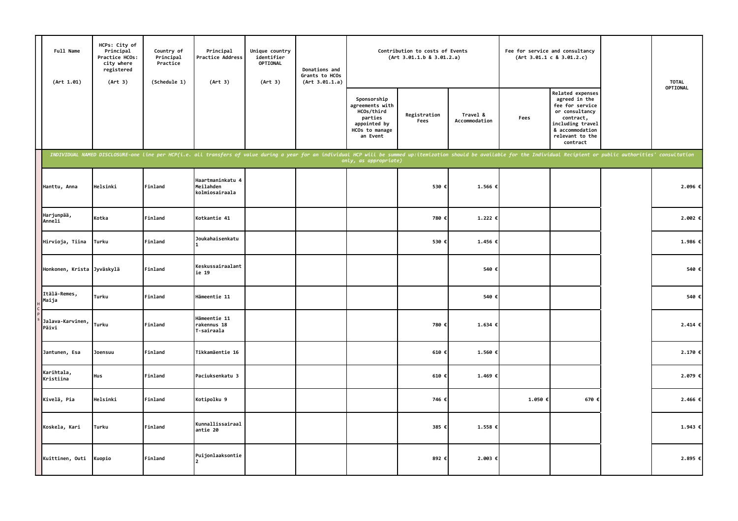| Full Name (Art 1.01) | HCPs: City of Principal Practice HCOs: city where registered (Art 3) | Country of Principal Practice (Schedule 1) | Principal Practice Address (Art 3) | Unique country identifier OPTIONAL (Art 3) | Donations and Grants to HCOs (Art 3.01.1.a) | Contribution to costs of Events (Art 3.01.1.b & 3.01.2.a) | | | Fee for service and consultancy (Art 3.01.1 c & 3.01.2.c) | | | TOTAL OPTIONAL |
|---|---|---|---|---|---|---|---|---|---|---|---|---|
| | | | | | | Sponsorship agreements with HCOs/third parties appointed by HCOs to manage an Event | Registration Fees | Travel & Accommodation | Fees | Related expenses agreed in the fee for service or consultancy contract, including travel & accommodation relevant to the contract | | |
| *INDIVIDUAL NAMED DISCLOSURE-one line per HCP(i.e. all transfers of value during a year for an individual HCP will be summed up:itemization should be available for the Individual Recipient or public authorities' consultation only, as appropriate)* | | | | | | | | | | | | |
| Hanttu, Anna | Helsinki | Finland | Haartmaninkatu 4 Meilahden kolmiosairaala | | | | 530 € | 1.566 € | | | | 2.096 € |
| Harjunpää, Anneli | Kotka | Finland | Kotkantie 41 | | | | 780 € | 1.222 € | | | | 2.002 € |
| Hirvioja, Tiina | Turku | Finland | Joukahaisenkatu 1 | | | | 530 € | 1.456 € | | | | 1.986 € |
| Honkonen, Krista | Jyväskylä | Finland | Keskussairaalantie 19 | | | | | 540 € | | | | 540 € |
| Itälä-Remes, Maija | Turku | Finland | Hämeentie 11 | | | | | 540 € | | | | 540 € |
| Jalava-Karvinen, Päivi | Turku | Finland | Hämeentie 11 rakennus 18 T-sairaala | | | | 780 € | 1.634 € | | | | 2.414 € |
| Jantunen, Esa | Joensuu | Finland | Tikkamäentie 16 | | | | 610 € | 1.560 € | | | | 2.170 € |
| Karihtala, Kristiina | Hus | Finland | Paciuksenkatu 3 | | | | 610 € | 1.469 € | | | | 2.079 € |
| Kivelä, Pia | Helsinki | Finland | Kotipolku 9 | | | | 746 € | | 1.050 € | 670 € | | 2.466 € |
| Koskela, Kari | Turku | Finland | Kunnallissairaalantie 20 | | | | 385 € | 1.558 € | | | | 1.943 € |
| Kuittinen, Outi | Kuopio | Finland | Puijonlaaksontie 2 | | | | 892 € | 2.003 € | | | | 2.895 € |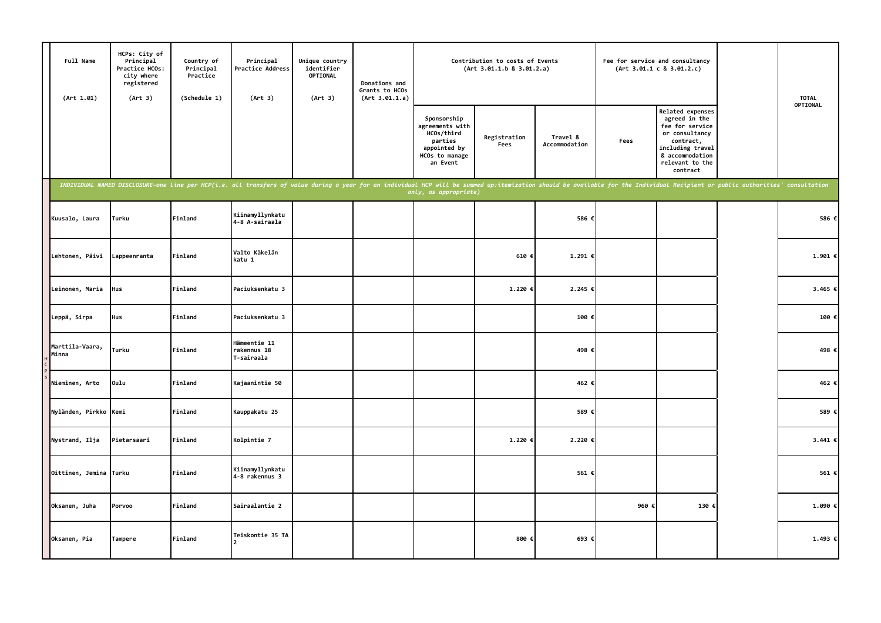| Full Name (Art 1.01) | HCPs: City of Principal Practice HCOs: city where registered (Art 3) | Country of Principal Practice (Schedule 1) | Principal Practice Address (Art 3) | Unique country identifier OPTIONAL (Art 3) | Donations and Grants to HCOs (Art 3.01.1.a) | Contribution to costs of Events (Art 3.01.1.b & 3.01.2.a) | | | Fee for service and consultancy (Art 3.01.1 c & 3.01.2.c) | | | TOTAL OPTIONAL |
|---|---|---|---|---|---|---|---|---|---|---|---|---|
| | | | | | | Sponsorship agreements with HCOs/third parties appointed by HCOs to manage an Event | Registration Fees | Travel & Accommodation | Fees | Related expenses agreed in the fee for service or consultancy contract, including travel & accommodation relevant to the contract | | |
| *INDIVIDUAL NAMED DISCLOSURE-one line per HCP(i.e. all transfers of value during a year for an individual HCP will be summed up:itemization should be available for the Individual Recipient or public authorities' consultation only, as appropriate)* | | | | | | | | | | | | |
| Kuusalo, Laura | Turku | Finland | Kiinamyllynkatu 4-8 A-sairaala | | | | | 586 € | | | | 586 € |
| Lehtonen, Päivi | Lappeenranta | Finland | Valto Käkelän katu 1 | | | | 610 € | 1.291 € | | | | 1.901 € |
| Leinonen, Maria | Hus | Finland | Paciuksenkatu 3 | | | | 1.220 € | 2.245 € | | | | 3.465 € |
| Leppä, Sirpa | Hus | Finland | Paciuksenkatu 3 | | | | | 100 € | | | | 100 € |
| Marttila-Vaara, Minna | Turku | Finland | Hämeentie 11 rakennus 18 T-sairaala | | | | | 498 € | | | | 498 € |
| Nieminen, Arto | Oulu | Finland | Kajaanintie 50 | | | | | 462 € | | | | 462 € |
| Nyländen, Pirkko | Kemi | Finland | Kauppakatu 25 | | | | | 589 € | | | | 589 € |
| Nystrand, Ilja | Pietarsaari | Finland | Kolpintie 7 | | | | 1.220 € | 2.220 € | | | | 3.441 € |
| Oittinen, Jemina | Turku | Finland | Kiinamyllynkatu 4-8 rakennus 3 | | | | | 561 € | | | | 561 € |
| Oksanen, Juha | Porvoo | Finland | Sairaalantie 2 | | | | | | 960 € | 130 € | | 1.090 € |
| Oksanen, Pia | Tampere | Finland | Teiskontie 35 TA 2 | | | | 800 € | 693 € | | | | 1.493 € |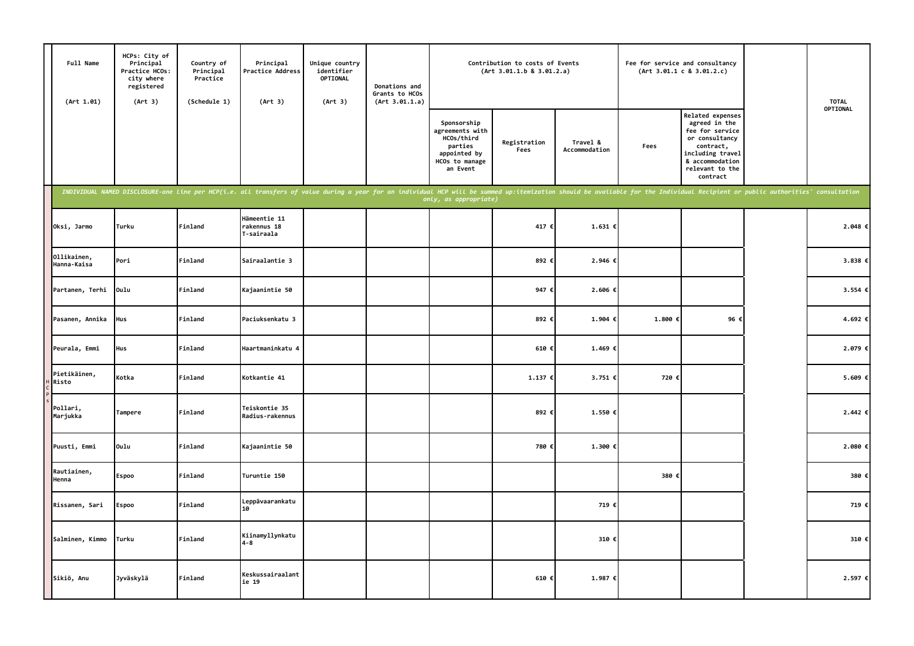| Full Name (Art 1.01) | HCPs: City of Principal Practice HCOs: city where registered (Art 3) | Country of Principal Practice (Schedule 1) | Principal Practice Address (Art 3) | Unique country identifier OPTIONAL (Art 3) | Donations and Grants to HCOs (Art 3.01.1.a) | Contribution to costs of Events (Art 3.01.1.b & 3.01.2.a) | | | Fee for service and consultancy (Art 3.01.1 c & 3.01.2.c) | | | TOTAL OPTIONAL |
|---|---|---|---|---|---|---|---|---|---|---|---|---|
| | | | | | | Sponsorship agreements with HCOs/third parties appointed by HCOs to manage an Event | Registration Fees | Travel & Accommodation | Fees | Related expenses agreed in the fee for service or consultancy contract, including travel & accommodation relevant to the contract | | |
| *INDIVIDUAL NAMED DISCLOSURE-one line per HCP(i.e. all transfers of value during a year for an individual HCP will be summed up:itemization should be available for the Individual Recipient or public authorities' consultation only, as appropriate)* | | | | | | | | | | | | |
| Oksi, Jarmo | Turku | Finland | Hämeentie 11 rakennus 18 T-sairaala | | | | 417 € | 1.631 € | | | | 2.048 € |
| Ollikainen, Hanna-Kaisa | Pori | Finland | Sairaalantie 3 | | | | 892 € | 2.946 € | | | | 3.838 € |
| Partanen, Terhi | Oulu | Finland | Kajaanintie 50 | | | | 947 € | 2.606 € | | | | 3.554 € |
| Pasanen, Annika | Hus | Finland | Paciuksenkatu 3 | | | | 892 € | 1.904 € | 1.800 € | 96 € | | 4.692 € |
| Peurala, Emmi | Hus | Finland | Haartmaninkatu 4 | | | | 610 € | 1.469 € | | | | 2.079 € |
| Pietikäinen, Risto | Kotka | Finland | Kotkantie 41 | | | | 1.137 € | 3.751 € | 720 € | | | 5.609 € |
| Pollari, Marjukka | Tampere | Finland | Teiskontie 35 Radius-rakennus | | | | 892 € | 1.550 € | | | | 2.442 € |
| Puusti, Emmi | Oulu | Finland | Kajaanintie 50 | | | | 780 € | 1.300 € | | | | 2.080 € |
| Rautiainen, Henna | Espoo | Finland | Turuntie 150 | | | | | | 380 € | | | 380 € |
| Rissanen, Sari | Espoo | Finland | Leppävaarankatu 10 | | | | | 719 € | | | | 719 € |
| Salminen, Kimmo | Turku | Finland | Kiinamyllynkatu 4-8 | | | | | 310 € | | | | 310 € |
| Sikiö, Anu | Jyväskylä | Finland | Keskussairaalantie 19 | | | | 610 € | 1.987 € | | | | 2.597 € |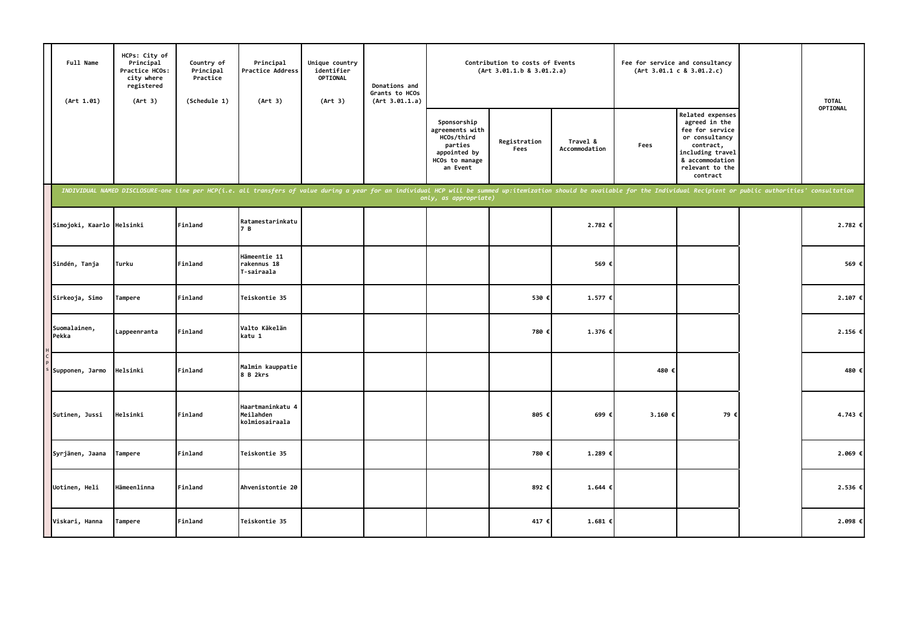| Full Name (Art 1.01) | HCPs: City of Principal Practice HCOs: city where registered (Art 3) | Country of Principal Practice (Schedule 1) | Principal Practice Address (Art 3) | Unique country identifier OPTIONAL (Art 3) | Donations and Grants to HCOs (Art 3.01.1.a) | Contribution to costs of Events (Art 3.01.1.b & 3.01.2.a) | | | Fee for service and consultancy (Art 3.01.1 c & 3.01.2.c) | | | TOTAL OPTIONAL |
|---|---|---|---|---|---|---|---|---|---|---|---|---|
| | | | | | | Sponsorship agreements with HCOs/third parties appointed by HCOs to manage an Event | Registration Fees | Travel & Accommodation | Fees | Related expenses agreed in the fee for service or consultancy contract, including travel & accommodation relevant to the contract | | |
| *INDIVIDUAL NAMED DISCLOSURE-one line per HCP(i.e. all transfers of value during a year for an individual HCP will be summed up:itemization should be available for the Individual Recipient or public authorities' consultation only, as appropriate)* | | | | | | | | | | | | |
| Simojoki, Kaarlo | Helsinki | Finland | Ratamestarinkatu 7 B | | | | | 2.782 € | | | | 2.782 € |
| Sindén, Tanja | Turku | Finland | Hämeentie 11 rakennus 18 T-sairaala | | | | | 569 € | | | | 569 € |
| Sirkeoja, Simo | Tampere | Finland | Teiskontie 35 | | | | 530 € | 1.577 € | | | | 2.107 € |
| Suomalainen, Pekka | Lappeenranta | Finland | Valto Käkelän katu 1 | | | | 780 € | 1.376 € | | | | 2.156 € |
| Supponen, Jarmo | Helsinki | Finland | Malmin kauppatie 8 B 2krs | | | | | | 480 € | | | 480 € |
| Sutinen, Jussi | Helsinki | Finland | Haartmaninkatu 4 Meilahden kolmiosairaala | | | | 805 € | 699 € | 3.160 € | 79 € | | 4.743 € |
| Syrjänen, Jaana | Tampere | Finland | Teiskontie 35 | | | | 780 € | 1.289 € | | | | 2.069 € |
| Uotinen, Heli | Hämeenlinna | Finland | Ahvenistontie 20 | | | | 892 € | 1.644 € | | | | 2.536 € |
| Viskari, Hanna | Tampere | Finland | Teiskontie 35 | | | | 417 € | 1.681 € | | | | 2.098 € |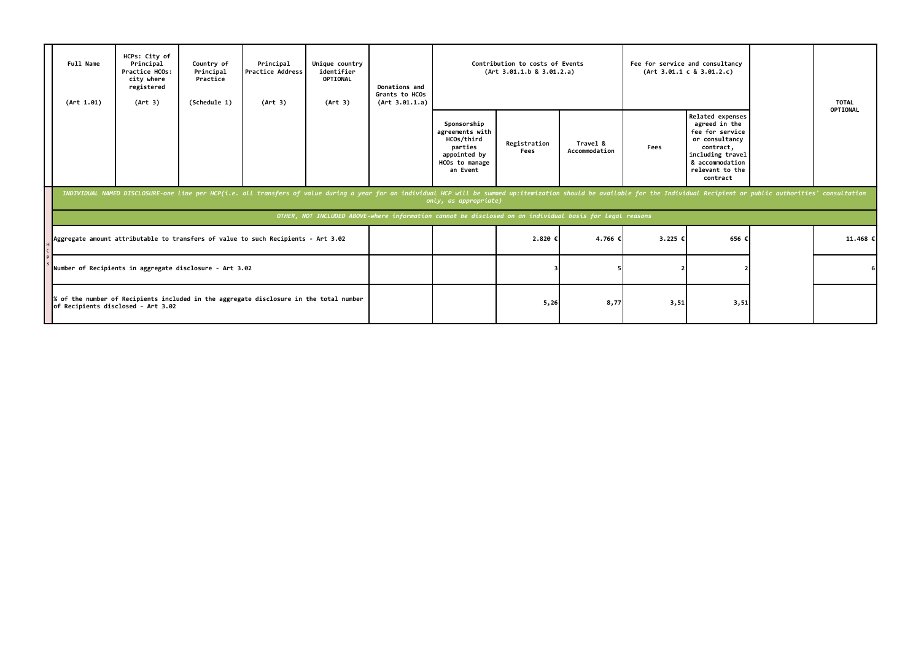| | Full Name (Art 1.01) | HCPs: City of Principal Practice HCOs: city where registered (Art 3) | Country of Principal Practice (Schedule 1) | Principal Practice Address (Art 3) | Unique country identifier OPTIONAL (Art 3) | Donations and Grants to HCOs (Art 3.01.1.a) | Contribution to costs of Events (Art 3.01.1.b & 3.01.2.a) | | | Fee for service and consultancy (Art 3.01.1 c & 3.01.2.c) | | | TOTAL OPTIONAL |
|---|---|---|---|---|---|---|---|---|---|---|---|---|---|
| | | | | | | | Sponsorship agreements with HCOs/third parties appointed by HCOs to manage an Event | Registration Fees | Travel & Accommodation | Fees | Related expenses agreed in the fee for service or consultancy contract, including travel & accommodation relevant to the contract | | |
| | *INDIVIDUAL NAMED DISCLOSURE-one line per HCP(i.e. all transfers of value during a year for an individual HCP will be summed up:itemization should be available for the Individual Recipient or public authorities' consultation only, as appropriate)* | | | | | | | | | | | | |
| | *OTHER, NOT INCLUDED ABOVE-where information cannot be disclosed on an individual basis for legal reasons* | | | | | | | | | | | | |
| HCPs | Aggregate amount attributable to transfers of value to such Recipients - Art 3.02 | | | | | | | 2.820 € | 4.766 € | 3.225 € | 656 € | | 11.468 € |
| | Number of Recipients in aggregate disclosure - Art 3.02 | | | | | | | 3 | 5 | 2 | 2 | | 6 |
| | % of the number of Recipients included in the aggregate disclosure in the total number of Recipients disclosed - Art 3.02 | | | | | | | 5,26 | 8,77 | 3,51 | 3,51 | | |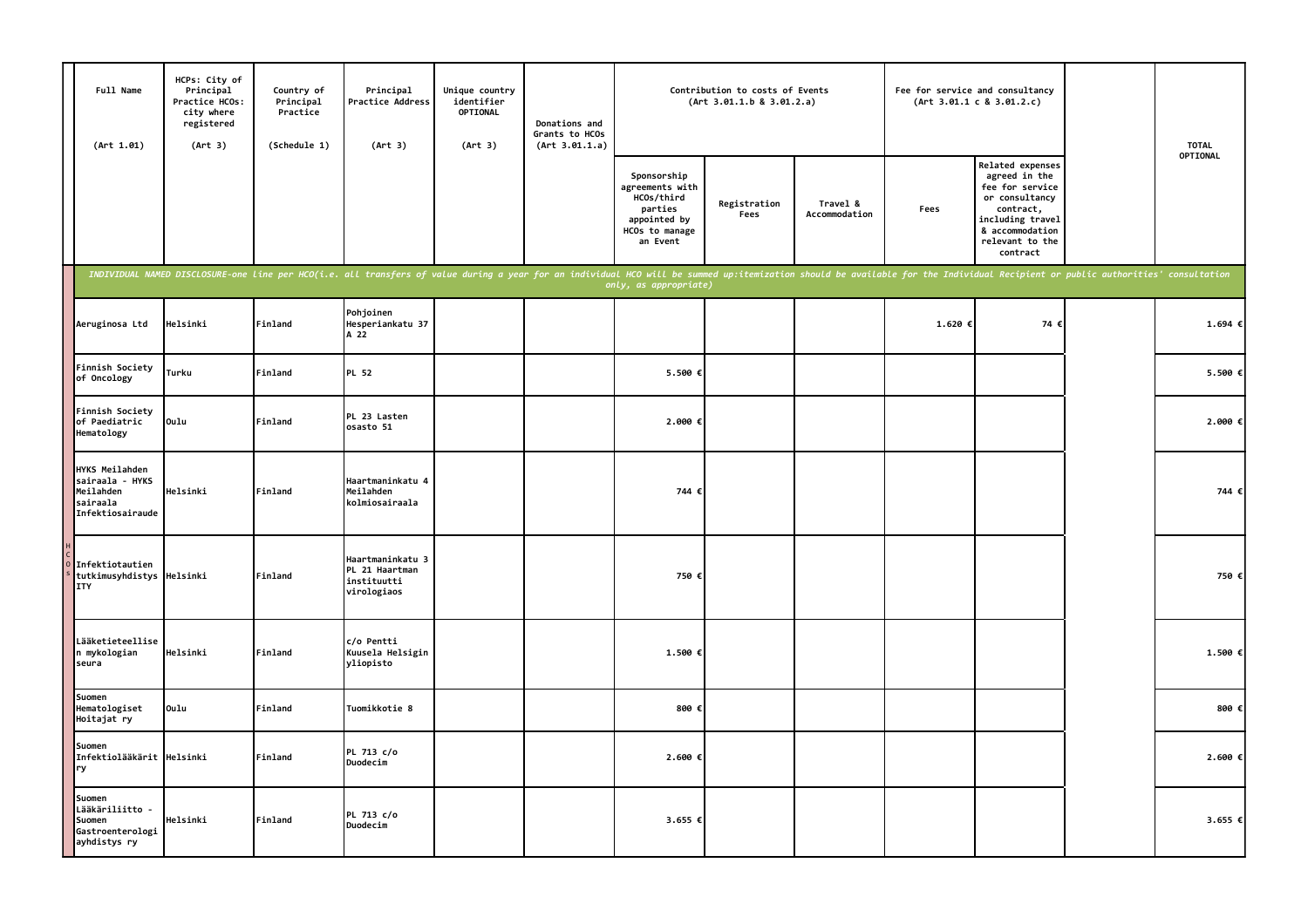| | Full Name<br>(Art 1.01) | HCPs: City of Principal Practice HCOs: city where registered<br>(Art 3) | Country of Principal Practice<br>(Schedule 1) | Principal Practice Address<br>(Art 3) | Unique country identifier OPTIONAL<br>(Art 3) | Donations and Grants to HCOs (Art 3.01.1.a) | Contribution to costs of Events (Art 3.01.1.b & 3.01.2.a) | | | Fee for service and consultancy (Art 3.01.1 c & 3.01.2.c) | | | TOTAL OPTIONAL |
|---|---|---|---|---|---|---|---|---|---|---|---|---|---|
| | | | | | | | Sponsorship agreements with HCOs/third parties appointed by HCOs to manage an Event | Registration Fees | Travel & Accommodation | Fees | Related expenses agreed in the fee for service or consultancy contract, including travel & accommodation relevant to the contract | | |
| | *INDIVIDUAL NAMED DISCLOSURE-one line per HCO(i.e. all transfers of value during a year for an individual HCO will be summed up:itemization should be available for the Individual Recipient or public authorities' consultation only, as appropriate)* | | | | | | | | | | | | |
| HCOs | Aeruginosa Ltd | Helsinki | Finland | Pohjoinen Hesperiankatu 37 A 22 | | | | | | 1.620 € | 74 € | | 1.694 € |
| | Finnish Society of Oncology | Turku | Finland | PL 52 | | | 5.500 € | | | | | | 5.500 € |
| | Finnish Society of Paediatric Hematology | Oulu | Finland | PL 23 Lasten osasto 51 | | | 2.000 € | | | | | | 2.000 € |
| | HYKS Meilahden sairaala - HYKS Meilahden sairaala Infektiosairaude | Helsinki | Finland | Haartmaninkatu 4 Meilahden kolmiosairaala | | | 744 € | | | | | | 744 € |
| | Infektiotautien tutkimusyhdistys ITY | Helsinki | Finland | Haartmaninkatu 3 PL 21 Haartman instituutti virologiaos | | | 750 € | | | | | | 750 € |
| | Lääketieteellisen mykologian seura | Helsinki | Finland | c/o Pentti Kuusela Helsigin yliopisto | | | 1.500 € | | | | | | 1.500 € |
| | Suomen Hematologiset Hoitajat ry | Oulu | Finland | Tuomikkotie 8 | | | 800 € | | | | | | 800 € |
| | Suomen Infektiolääkärit ry | Helsinki | Finland | PL 713 c/o Duodecim | | | 2.600 € | | | | | | 2.600 € |
| | Suomen Lääkäriliitto - Suomen Gastroenterologiayhdistys ry | Helsinki | Finland | PL 713 c/o Duodecim | | | 3.655 € | | | | | | 3.655 € |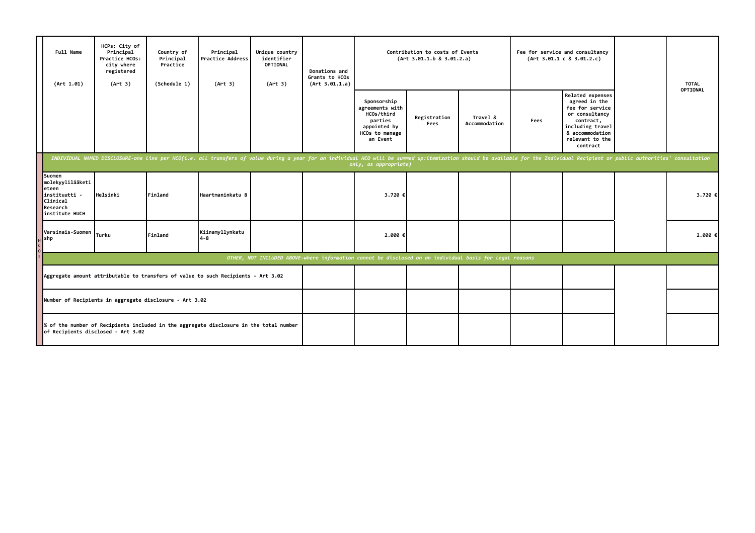| Full Name (Art 1.01) | HCPs: City of Principal Practice HCOs: city where registered (Art 3) | Country of Principal Practice (Schedule 1) | Principal Practice Address (Art 3) | Unique country identifier OPTIONAL (Art 3) | Donations and Grants to HCOs (Art 3.01.1.a) | Contribution to costs of Events (Art 3.01.1.b & 3.01.2.a) | | | Fee for service and consultancy (Art 3.01.1 c & 3.01.2.c) | | | TOTAL OPTIONAL |
|---|---|---|---|---|---|---|---|---|---|---|---|---|
| | | | | | | Sponsorship agreements with HCOs/third parties appointed by HCOs to manage an Event | Registration Fees | Travel & Accommodation | Fees | Related expenses agreed in the fee for service or consultancy contract, including travel & accommodation relevant to the contract | | |
| *INDIVIDUAL NAMED DISCLOSURE-one line per HCO(i.e. all transfers of value during a year for an individual HCO will be summed up:itemization should be available for the Individual Recipient or public authorities' consultation only, as appropriate)* | | | | | | | | | | | | |
| Suomen molekyylilääketieteen instituutti - Clinical Research institute HUCH | Helsinki | Finland | Haartmaninkatu 8 | | | 3.720 € | | | | | | 3.720 € |
| Varsinais-Suomen shp | Turku | Finland | Kiinamyllynkatu 4-8 | | | 2.000 € | | | | | | 2.000 € |
| *OTHER, NOT INCLUDED ABOVE-where information cannot be disclosed on an individual basis for legal reasons* | | | | | | | | | | | | |
| Aggregate amount attributable to transfers of value to such Recipients - Art 3.02 | | | | | | | | | | | | |
| Number of Recipients in aggregate disclosure - Art 3.02 | | | | | | | | | | | | |
| % of the number of Recipients included in the aggregate disclosure in the total number of Recipients disclosed - Art 3.02 | | | | | | | | | | | | |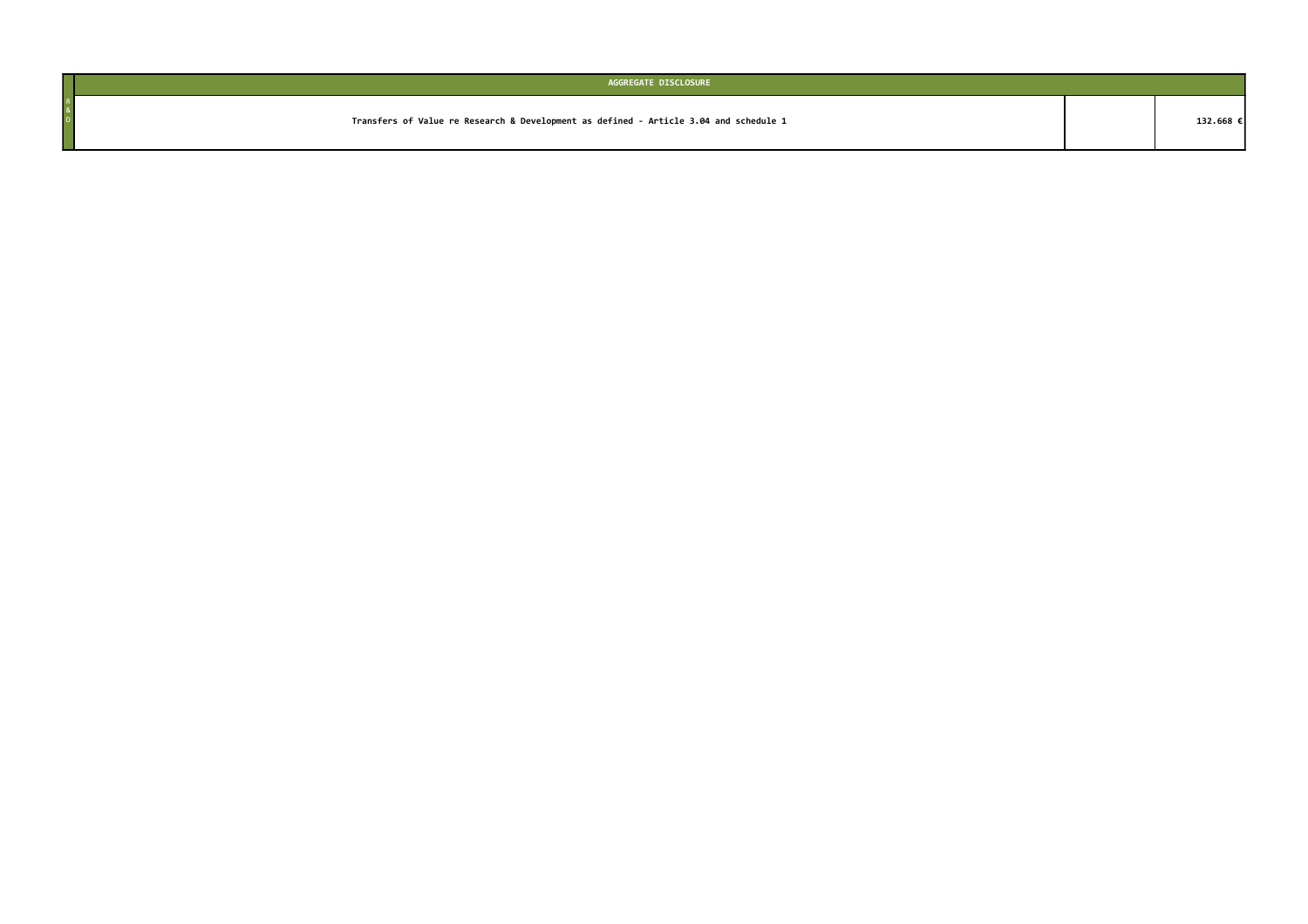| | | | |
|---|---|---|---|
| | AGGREGATE DISCLOSURE | | |
| R & D | Transfers of Value re Research & Development as defined - Article 3.04 and schedule 1 | | 132.668 € |